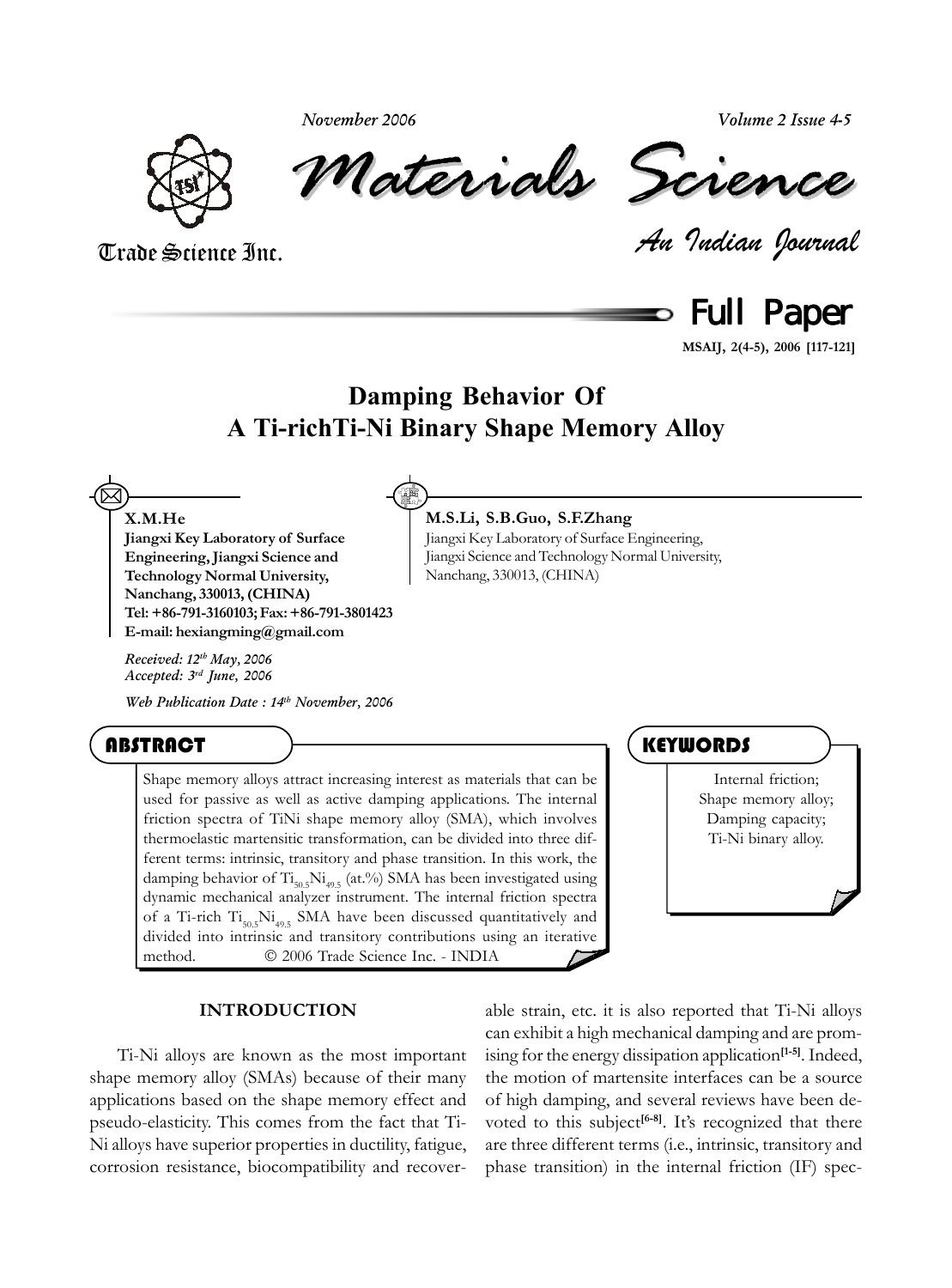# Damping Behavior Of A Ti-richTi-Ni Binary Shape Memory Alloy

**X.M.He**
**Jiangxi Key Laboratory of Surface Engineering, Jiangxi Science and Technology Normal University, Nanchang, 330013, (CHINA)**
**Tel: +86-791-3160103; Fax: +86-791-3801423**
**E-mail: hexiangming@gmail.com**

**M.S.Li, S.B.Guo, S.F.Zhang**
Jiangxi Key Laboratory of Surface Engineering, Jiangxi Science and Technology Normal University, Nanchang, 330013, (CHINA)

*Received: 12th May, 2006*
*Accepted: 3rd June, 2006*

*Web Publication Date : 14th November, 2006*

## ABSTRACT

Shape memory alloys attract increasing interest as materials that can be used for passive as well as active damping applications. The internal friction spectra of TiNi shape memory alloy (SMA), which involves thermoelastic martensitic transformation, can be divided into three different terms: intrinsic, transitory and phase transition. In this work, the damping behavior of $Ti_{50.5}Ni_{49.5}$ (at.%) SMA has been investigated using dynamic mechanical analyzer instrument. The internal friction spectra of a Ti-rich $Ti_{50.5}Ni_{49.5}$ SMA have been discussed quantitatively and divided into intrinsic and transitory contributions using an iterative method. © 2006 Trade Science Inc. - INDIA

## KEYWORDS

Internal friction;
Shape memory alloy;
Damping capacity;
Ti-Ni binary alloy.

## INTRODUCTION

Ti-Ni alloys are known as the most important shape memory alloy (SMAs) because of their many applications based on the shape memory effect and pseudo-elasticity. This comes from the fact that Ti-Ni alloys have superior properties in ductility, fatigue, corrosion resistance, biocompatibility and recoverable strain, etc. it is also reported that Ti-Ni alloys can exhibit a high mechanical damping and are promising for the energy dissipation application[1-5]. Indeed, the motion of martensite interfaces can be a source of high damping, and several reviews have been devoted to this subject[6-8]. It's recognized that there are three different terms (i.e., intrinsic, transitory and phase transition) in the internal friction (IF) spec-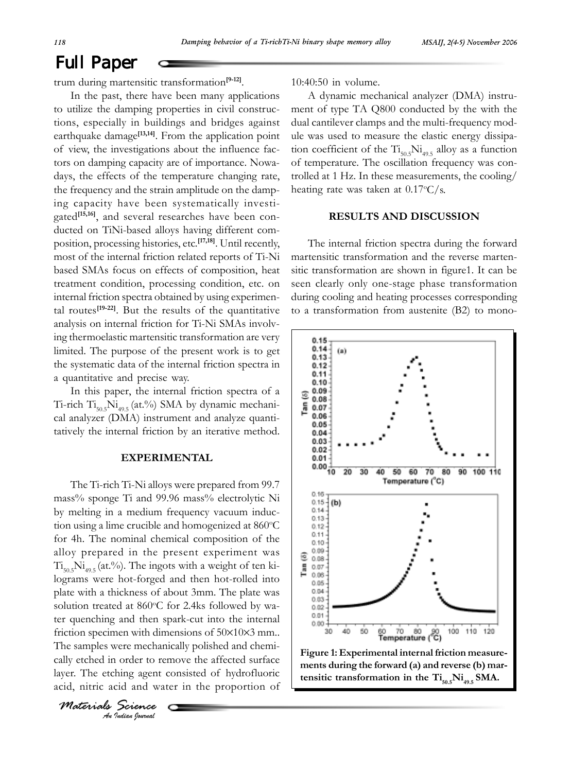trum during martensitic transformation[9-12].

In the past, there have been many applications to utilize the damping properties in civil constructions, especially in buildings and bridges against earthquake damage[13,14]. From the application point of view, the investigations about the influence factors on damping capacity are of importance. Nowadays, the effects of the temperature changing rate, the frequency and the strain amplitude on the damping capacity have been systematically investigated[15,16], and several researches have been conducted on TiNi-based alloys having different composition, processing histories, etc.[17,18]. Until recently, most of the internal friction related reports of Ti-Ni based SMAs focus on effects of composition, heat treatment condition, processing condition, etc. on internal friction spectra obtained by using experimental routes[19-22]. But the results of the quantitative analysis on internal friction for Ti-Ni SMAs involving thermoelastic martensitic transformation are very limited. The purpose of the present work is to get the systematic data of the internal friction spectra in a quantitative and precise way.

In this paper, the internal friction spectra of a Ti-rich $Ti_{50.5}Ni_{49.5}$ (at.%) SMA by dynamic mechanical analyzer (DMA) instrument and analyze quantitatively the internal friction by an iterative method.

## EXPERIMENTAL

The Ti-rich Ti-Ni alloys were prepared from 99.7 mass% sponge Ti and 99.96 mass% electrolytic Ni by melting in a medium frequency vacuum induction using a lime crucible and homogenized at 860°C for 4h. The nominal chemical composition of the alloy prepared in the present experiment was $Ti_{50.5}Ni_{49.5}$ (at.%). The ingots with a weight of ten kilograms were hot-forged and then hot-rolled into plate with a thickness of about 3mm. The plate was solution treated at 860°C for 2.4ks followed by water quenching and then spark-cut into the internal friction specimen with dimensions of 50×10×3 mm.. The samples were mechanically polished and chemically etched in order to remove the affected surface layer. The etching agent consisted of hydrofluoric acid, nitric acid and water in the proportion of 10:40:50 in volume.

A dynamic mechanical analyzer (DMA) instrument of type TA Q800 conducted by the with the dual cantilever clamps and the multi-frequency module was used to measure the elastic energy dissipation coefficient of the $Ti_{50.5}Ni_{49.5}$ alloy as a function of temperature. The oscillation frequency was controlled at 1 Hz. In these measurements, the cooling/heating rate was taken at 0.17°C/s.

## RESULTS AND DISCUSSION

The internal friction spectra during the forward martensitic transformation and the reverse martensitic transformation are shown in figure1. It can be seen clearly only one-stage phase transformation during cooling and heating processes corresponding to a transformation from austenite (B2) to mono-

**Figure 1: Experimental internal friction measurements during the forward (a) and reverse (b) martensitic transformation in the $Ti_{50.5}Ni_{49.5}$ SMA.**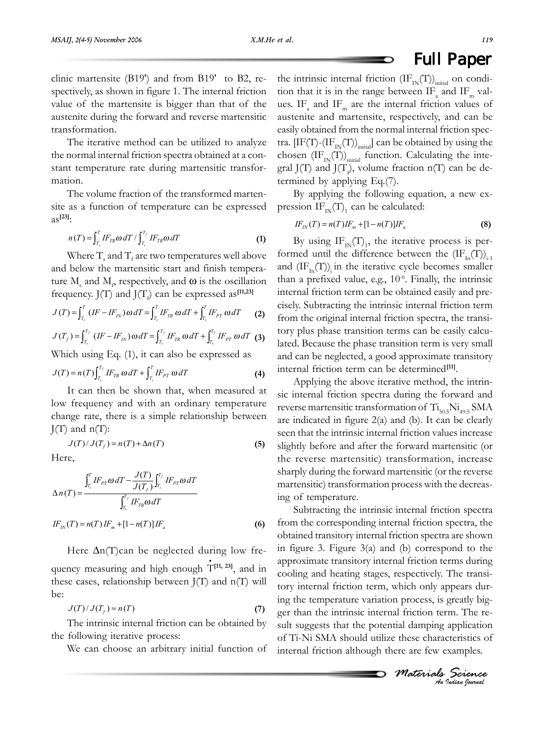clinic martensite (B19') and from B19' to B2, respectively, as shown in figure 1. The internal friction value of the martensite is bigger than that of the austenite during the forward and reverse martensitic transformation.

The iterative method can be utilized to analyze the normal internal friction spectra obtained at a constant temperature rate during martensitic transformation.

The volume fraction of the transformed martensite as a function of temperature can be expressed as[23]:

$$n(T) = \int_{T_s}^{T} IF_{TR}\omega\, dT \Big/ \int_{T_s}^{T_f} IF_{TR}\omega\, dT \tag{1}$$

Where $T_s$ and $T_f$ are two temperatures well above and below the martensitic start and finish temperature $M_s$ and $M_f$, respectively, and $\omega$ is the oscillation frequency. J(T) and $J(T_f)$ can be expressed as[11,23]

$$J(T) = \int_{T_s}^{T} (IF - IF_{IN})\,\omega\, dT = \int_{T_s}^{T} IF_{TR}\,\omega\, dT + \int_{T_s}^{T} IF_{PT}\,\omega\, dT \tag{2}$$

$$J(T_f) = \int_{T_s}^{T_f} (IF - IF_{IN})\,\omega\, dT = \int_{T_s}^{T_f} IF_{TR}\,\omega\, dT + \int_{T_s}^{T_f} IF_{PT}\,\omega\, dT \tag{3}$$

Which using Eq. (1), it can also be expressed as

$$J(T) = n(T)\int_{T_s}^{T_f} IF_{TR}\,\omega\, dT + \int_{T_s}^{T} IF_{PT}\,\omega\, dT \tag{4}$$

It can then be shown that, when measured at low frequency and with an ordinary temperature change rate, there is a simple relationship between J(T) and n(T):

$$J(T)/J(T_f) = n(T) + \Delta n(T) \tag{5}$$

Here,

$$\Delta n(T) = \frac{\int_{T_s}^{T} IF_{PT}\omega\, dT - \dfrac{J(T)}{J(T_f)}\int_{T_s}^{T_f} IF_{PT}\omega\, dT}{\int_{T_s}^{T_f} IF_{TR}\omega\, dT}$$

$$IF_{IN}(T) = n(T)\, IF_m + [1 - n(T)]\, IF_a \tag{6}$$

Here $\Delta n(T)$ can be neglected during low frequency measuring and high enough $\dot{T}$[11, 23], and in these cases, relationship between J(T) and n(T) will be:

$$J(T)/J(T_f) \approx n(T) \tag{7}$$

The intrinsic internal friction can be obtained by the following iterative process:

We can choose an arbitrary initial function of the intrinsic internal friction $(IF_{IN}(T))_{initial}$ on condition that it is in the range between $IF_a$ and $IF_m$ values. $IF_a$ and $IF_m$ are the internal friction values of austenite and martensite, respectively, and can be easily obtained from the normal internal friction spectra. $[IF(T)-(IF_{IN}(T))_{initial}]$ can be obtained by using the chosen $(IF_{IN}(T))_{initial}$ function. Calculating the integral J(T) and $J(T_f)$, volume fraction n(T) can be determined by applying Eq.(7).

By applying the following equation, a new expression $IF_{IN}(T)_1$ can be calculated:

$$IF_{IN}(T) = n(T) IF_m + [1 - n(T)] IF_a \tag{8}$$

By using $IF_{IN}(T)_1$, the iterative process is performed until the difference between the $(IF_{In}(T))_{i-1}$ and $(IF_{In}(T))_i$ in the iterative cycle becomes smaller than a prefixed value, e.g., $10^{-6}$. Finally, the intrinsic internal friction term can be obtained easily and precisely. Subtracting the intrinsic internal friction term from the original internal friction spectra, the transitory plus phase transition terms can be easily calculated. Because the phase transition term is very small and can be neglected, a good approximate transitory internal friction term can be determined[11].

Applying the above iterative method, the intrinsic internal friction spectra during the forward and reverse martensitic transformation of $Ti_{50.5}Ni_{49.5}$ SMA are indicated in figure 2(a) and (b). It can be clearly seen that the intrinsic internal friction values increase slightly before and after the forward martensitic (or the reverse martensitic) transformation, increase sharply during the forward martensitic (or the reverse martensitic) transformation process with the decreasing of temperature.

Subtracting the intrinsic internal friction spectra from the corresponding internal friction spectra, the obtained transitory internal friction spectra are shown in figure 3. Figure 3(a) and (b) correspond to the approximate transitory internal friction terms during cooling and heating stages, respectively. The transitory internal friction term, which only appears during the temperature variation process, is greatly bigger than the intrinsic internal friction term. The result suggests that the potential damping application of Ti-Ni SMA should utilize these characteristics of internal friction although there are few examples.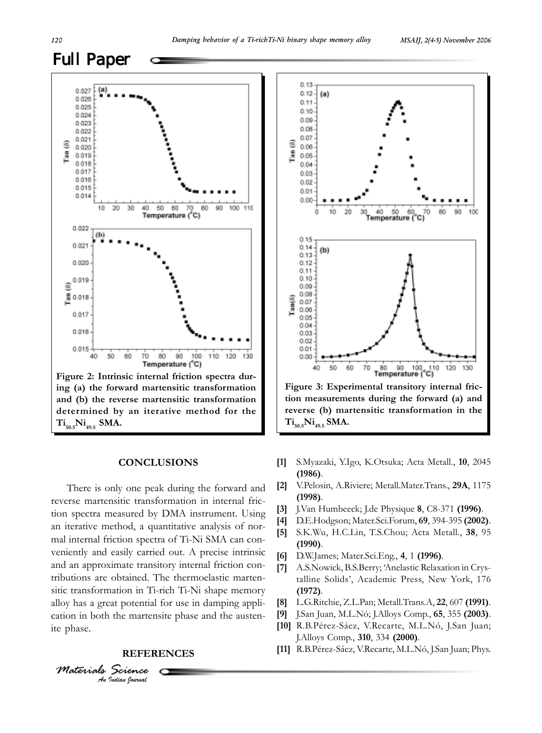Figure 2: Intrinsic internal friction spectra during (a) the forward martensitic transformation and (b) the reverse martensitic transformation determined by an iterative method for the $Ti_{50.5}Ni_{49.5}$ SMA.

Figure 3: Experimental transitory internal friction measurements during the forward (a) and reverse (b) martensitic transformation in the $Ti_{50.5}Ni_{49.5}$ SMA.

## CONCLUSIONS

There is only one peak during the forward and reverse martensitic transformation in internal friction spectra measured by DMA instrument. Using an iterative method, a quantitative analysis of normal internal friction spectra of Ti-Ni SMA can conveniently and easily carried out. A precise intrinsic and an approximate transitory internal friction contributions are obtained. The thermoelastic martensitic transformation in Ti-rich Ti-Ni shape memory alloy has a great potential for use in damping application in both the martensite phase and the austenite phase.

## REFERENCES

- **[1]** S.Myazaki, Y.Igo, K.Otsuka; Acta Metall., **10**, 2045 **(1986)**.
- **[2]** V.Pelosin, A.Riviere; Metall.Mater.Trans., **29A**, 1175 **(1998)**.
- **[3]** J.Van Humbeeck; J.de Physique **8**, C8-371 **(1996)**.
- **[4]** D.E.Hodgson; Mater.Sci.Forum, **69**, 394-395 **(2002)**.
- **[5]** S.K.Wu, H.C.Lin, T.S.Chou; Acta Metall., **38**, 95 **(1990)**.
- **[6]** D.W.James; Mater.Sci.Eng., **4**, 1 **(1996)**.
- **[7]** A.S.Nowick, B.S.Berry; 'Anelastic Relaxation in Crystalline Solids', Academic Press, New York, 176 **(1972)**.
- **[8]** L.G.Ritchie, Z.L.Pan; Metall.Trans.A, **22**, 607 **(1991)**.
- **[9]** J.San Juan, M.L.Nó; J.Alloys Comp., **65**, 355 **(2003)**.
- **[10]** R.B.Pérez-Sáez, V.Recarte, M.L.Nó, J.San Juan; J.Alloys Comp., **310**, 334 **(2000)**.
- **[11]** R.B.Pérez-Sáez, V.Recarte, M.L.Nó, J.San Juan; Phys.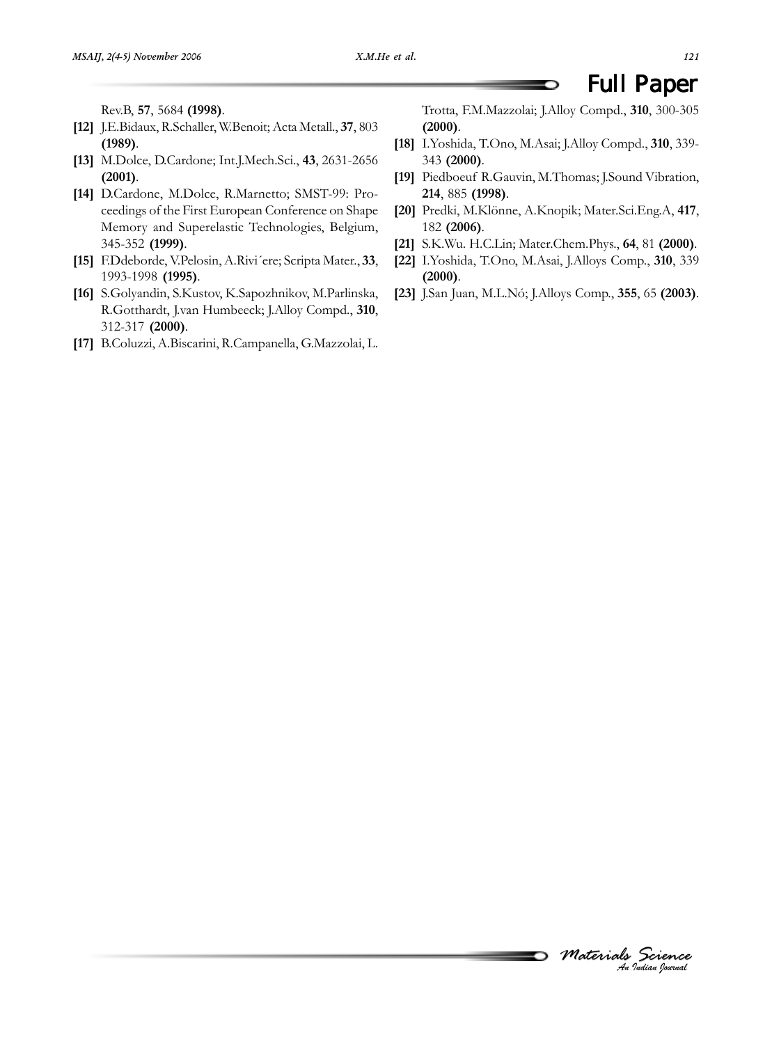Rev.B, **57**, 5684 **(1998)**.

**[12]** J.E.Bidaux, R.Schaller, W.Benoit; Acta Metall., **37**, 803 **(1989)**.

**[13]** M.Dolce, D.Cardone; Int.J.Mech.Sci., **43**, 2631-2656 **(2001)**.

**[14]** D.Cardone, M.Dolce, R.Marnetto; SMST-99: Proceedings of the First European Conference on Shape Memory and Superelastic Technologies, Belgium, 345-352 **(1999)**.

**[15]** F.Ddeborde, V.Pelosin, A.Rivi´ere; Scripta Mater., **33**, 1993-1998 **(1995)**.

**[16]** S.Golyandin, S.Kustov, K.Sapozhnikov, M.Parlinska, R.Gotthardt, J.van Humbeeck; J.Alloy Compd., **310**, 312-317 **(2000)**.

**[17]** B.Coluzzi, A.Biscarini, R.Campanella, G.Mazzolai, L.Trotta, F.M.Mazzolai; J.Alloy Compd., **310**, 300-305 **(2000)**.

**[18]** I.Yoshida, T.Ono, M.Asai; J.Alloy Compd., **310**, 339-343 **(2000)**.

**[19]** Piedboeuf R.Gauvin, M.Thomas; J.Sound Vibration, **214**, 885 **(1998)**.

**[20]** Predki, M.Klönne, A.Knopik; Mater.Sci.Eng.A, **417**, 182 **(2006)**.

**[21]** S.K.Wu. H.C.Lin; Mater.Chem.Phys., **64**, 81 **(2000)**.

**[22]** I.Yoshida, T.Ono, M.Asai, J.Alloys Comp., **310**, 339 **(2000)**.

**[23]** J.San Juan, M.L.Nó; J.Alloys Comp., **355**, 65 **(2003)**.